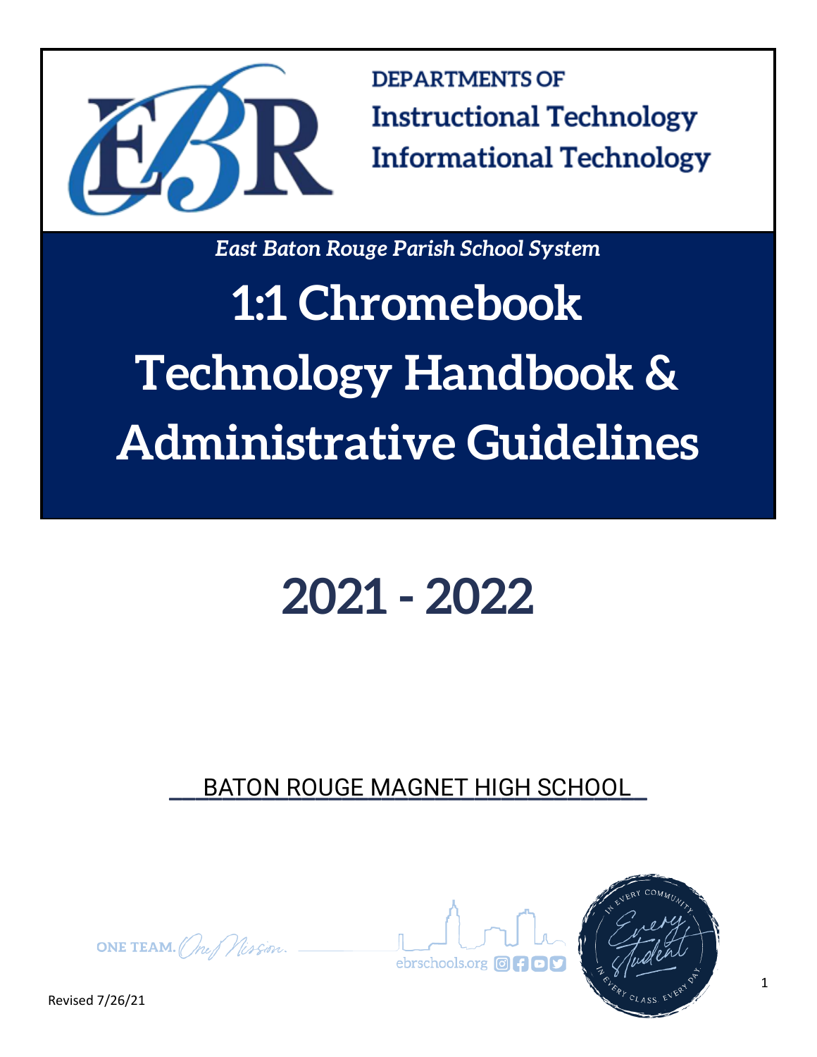DEPARTMENTS OF

Instructional Technology

Informational Technology

*East Baton Rouge Parish School System*

# 1:1 Chromebook Technology Handbook & Administrative Guidelines

# 2021 - 2022

BATON ROUGE MAGNET HIGH SCHOOL

ONE TEAM. One Mission.

ebrschools.org

In Every Community. Every Student. In Every Class. Every Day.

Revised 7/26/21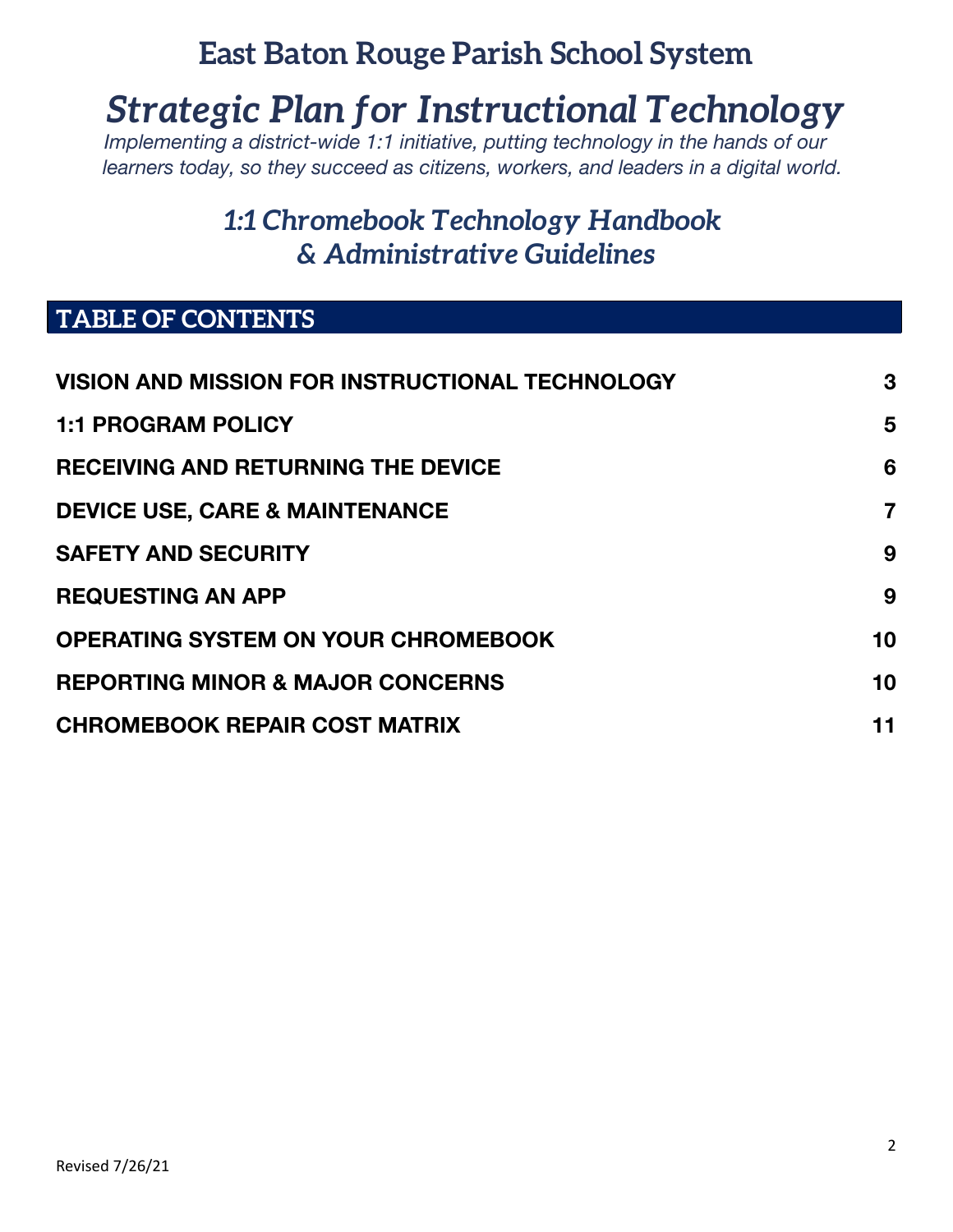# East Baton Rouge Parish School System

# *Strategic Plan for Instructional Technology*

*Implementing a district-wide 1:1 initiative, putting technology in the hands of our learners today, so they succeed as citizens, workers, and leaders in a digital world.*

## *1:1 Chromebook Technology Handbook & Administrative Guidelines*

## TABLE OF CONTENTS

| | |
|---|---|
| **VISION AND MISSION FOR INSTRUCTIONAL TECHNOLOGY** | **3** |
| **1:1 PROGRAM POLICY** | **5** |
| **RECEIVING AND RETURNING THE DEVICE** | **6** |
| **DEVICE USE, CARE & MAINTENANCE** | **7** |
| **SAFETY AND SECURITY** | **9** |
| **REQUESTING AN APP** | **9** |
| **OPERATING SYSTEM ON YOUR CHROMEBOOK** | **10** |
| **REPORTING MINOR & MAJOR CONCERNS** | **10** |
| **CHROMEBOOK REPAIR COST MATRIX** | **11** |

Revised 7/26/21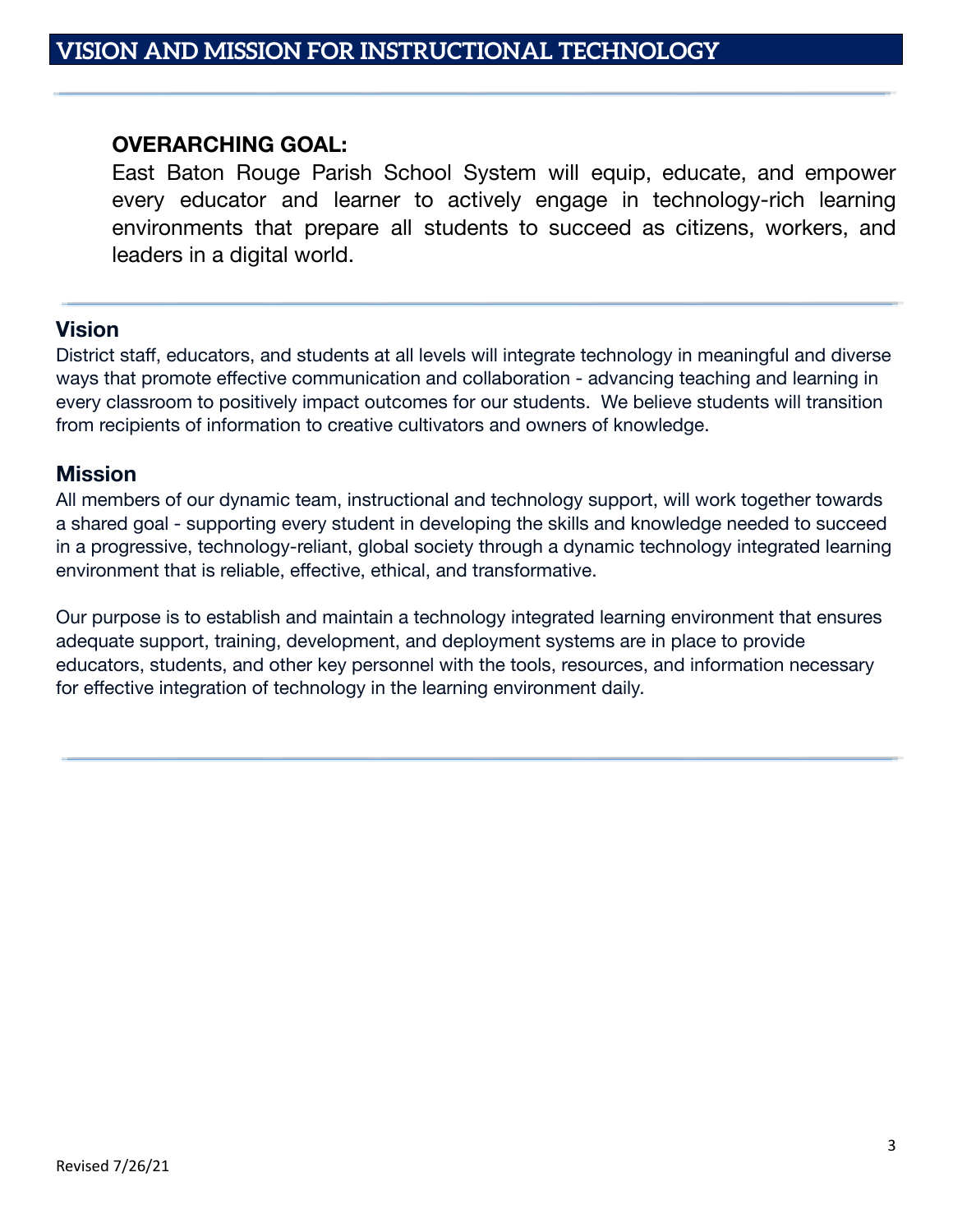# VISION AND MISSION FOR INSTRUCTIONAL TECHNOLOGY

**OVERARCHING GOAL:**

East Baton Rouge Parish School System will equip, educate, and empower every educator and learner to actively engage in technology-rich learning environments that prepare all students to succeed as citizens, workers, and leaders in a digital world.

## Vision

District staff, educators, and students at all levels will integrate technology in meaningful and diverse ways that promote effective communication and collaboration - advancing teaching and learning in every classroom to positively impact outcomes for our students. We believe students will transition from recipients of information to creative cultivators and owners of knowledge.

## Mission

All members of our dynamic team, instructional and technology support, will work together towards a shared goal - supporting every student in developing the skills and knowledge needed to succeed in a progressive, technology-reliant, global society through a dynamic technology integrated learning environment that is reliable, effective, ethical, and transformative.

Our purpose is to establish and maintain a technology integrated learning environment that ensures adequate support, training, development, and deployment systems are in place to provide educators, students, and other key personnel with the tools, resources, and information necessary for effective integration of technology in the learning environment daily.

Revised 7/26/21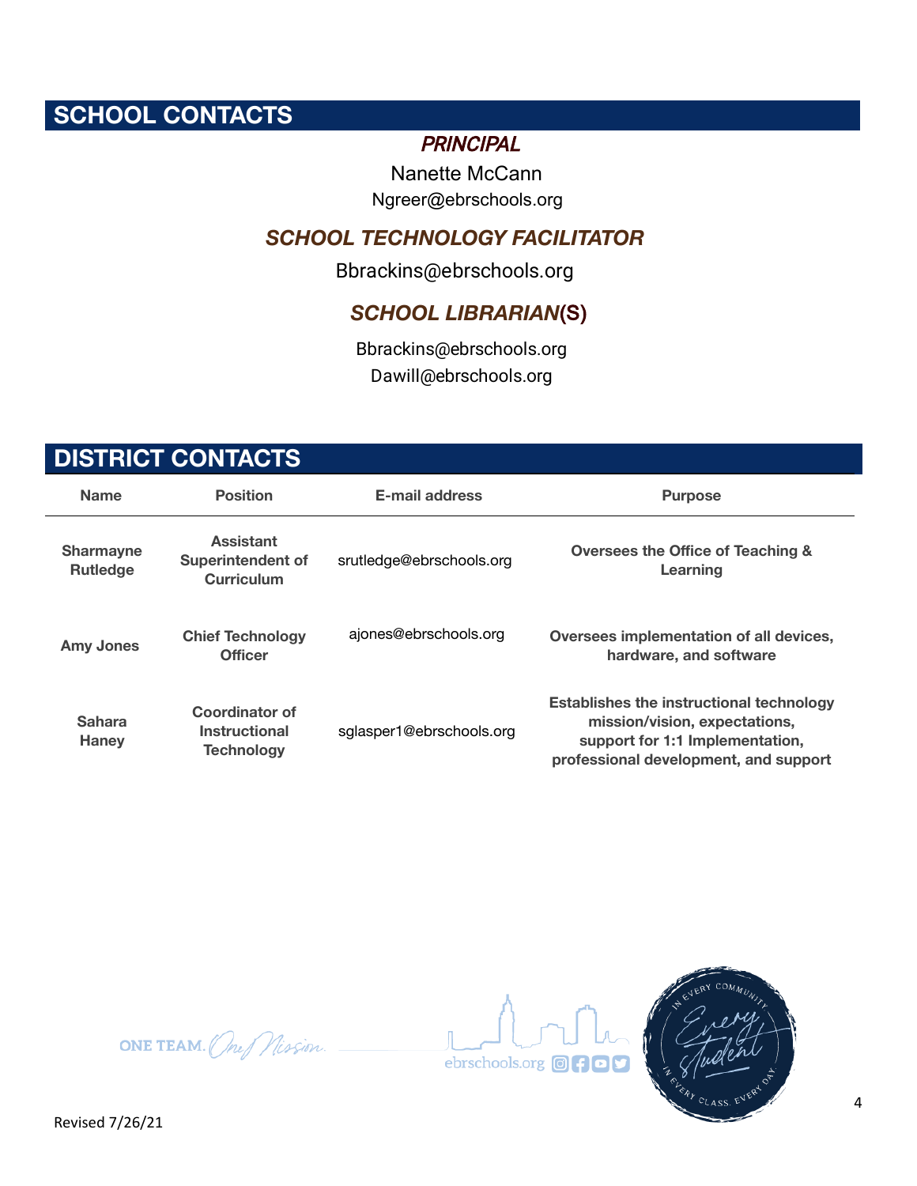## SCHOOL CONTACTS

### *PRINCIPAL*

Nanette McCann

Ngreer@ebrschools.org

### *SCHOOL TECHNOLOGY FACILITATOR*

Bbrackins@ebrschools.org

### *SCHOOL LIBRARIAN*(S)

Bbrackins@ebrschools.org

Dawill@ebrschools.org

## DISTRICT CONTACTS

| Name | Position | E-mail address | Purpose |
|---|---|---|---|
| **Sharmayne Rutledge** | **Assistant Superintendent of Curriculum** | srutledge@ebrschools.org | **Oversees the Office of Teaching & Learning** |
| **Amy Jones** | **Chief Technology Officer** | ajones@ebrschools.org | **Oversees implementation of all devices, hardware, and software** |
| **Sahara Haney** | **Coordinator of Instructional Technology** | sglasper1@ebrschools.org | **Establishes the instructional technology mission/vision, expectations, support for 1:1 Implementation, professional development, and support** |

ONE TEAM. One Mission.

ebrschools.org

IN EVERY COMMUNITY. Every Student. IN EVERY CLASS. EVERY DAY.

Revised 7/26/21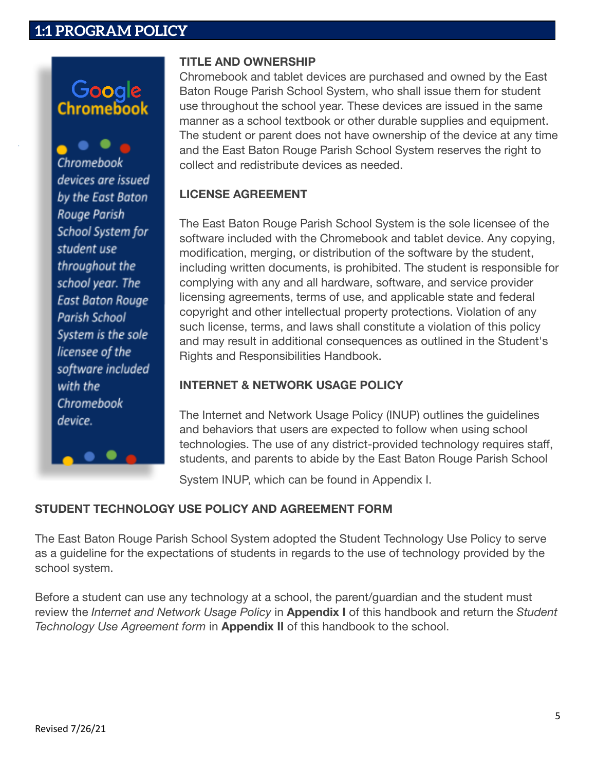# 1:1 PROGRAM POLICY

Google Chromebook

*Chromebook devices are issued by the East Baton Rouge Parish School System for student use throughout the school year. The East Baton Rouge Parish School System is the sole licensee of the software included with the Chromebook device.*

### TITLE AND OWNERSHIP

Chromebook and tablet devices are purchased and owned by the East Baton Rouge Parish School System, who shall issue them for student use throughout the school year. These devices are issued in the same manner as a school textbook or other durable supplies and equipment. The student or parent does not have ownership of the device at any time and the East Baton Rouge Parish School System reserves the right to collect and redistribute devices as needed.

### LICENSE AGREEMENT

The East Baton Rouge Parish School System is the sole licensee of the software included with the Chromebook and tablet device. Any copying, modification, merging, or distribution of the software by the student, including written documents, is prohibited. The student is responsible for complying with any and all hardware, software, and service provider licensing agreements, terms of use, and applicable state and federal copyright and other intellectual property protections. Violation of any such license, terms, and laws shall constitute a violation of this policy and may result in additional consequences as outlined in the Student's Rights and Responsibilities Handbook.

### INTERNET & NETWORK USAGE POLICY

The Internet and Network Usage Policy (INUP) outlines the guidelines and behaviors that users are expected to follow when using school technologies. The use of any district-provided technology requires staff, students, and parents to abide by the East Baton Rouge Parish School System INUP, which can be found in Appendix I.

### STUDENT TECHNOLOGY USE POLICY AND AGREEMENT FORM

The East Baton Rouge Parish School System adopted the Student Technology Use Policy to serve as a guideline for the expectations of students in regards to the use of technology provided by the school system.

Before a student can use any technology at a school, the parent/guardian and the student must review the *Internet and Network Usage Policy* in **Appendix I** of this handbook and return the *Student Technology Use Agreement form* in **Appendix II** of this handbook to the school.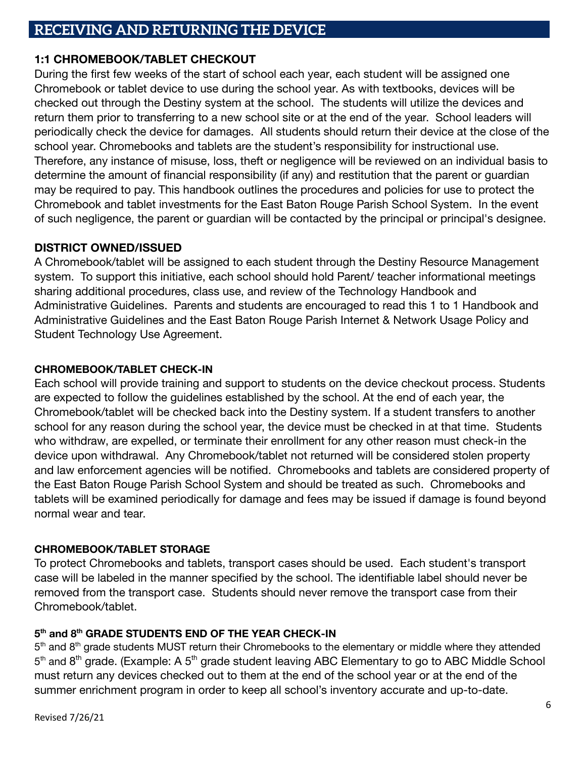## RECEIVING AND RETURNING THE DEVICE

### 1:1 CHROMEBOOK/TABLET CHECKOUT

During the first few weeks of the start of school each year, each student will be assigned one Chromebook or tablet device to use during the school year. As with textbooks, devices will be checked out through the Destiny system at the school. The students will utilize the devices and return them prior to transferring to a new school site or at the end of the year. School leaders will periodically check the device for damages. All students should return their device at the close of the school year. Chromebooks and tablets are the student's responsibility for instructional use. Therefore, any instance of misuse, loss, theft or negligence will be reviewed on an individual basis to determine the amount of financial responsibility (if any) and restitution that the parent or guardian may be required to pay. This handbook outlines the procedures and policies for use to protect the Chromebook and tablet investments for the East Baton Rouge Parish School System. In the event of such negligence, the parent or guardian will be contacted by the principal or principal's designee.

### DISTRICT OWNED/ISSUED

A Chromebook/tablet will be assigned to each student through the Destiny Resource Management system. To support this initiative, each school should hold Parent/ teacher informational meetings sharing additional procedures, class use, and review of the Technology Handbook and Administrative Guidelines. Parents and students are encouraged to read this 1 to 1 Handbook and Administrative Guidelines and the East Baton Rouge Parish Internet & Network Usage Policy and Student Technology Use Agreement.

#### CHROMEBOOK/TABLET CHECK-IN

Each school will provide training and support to students on the device checkout process. Students are expected to follow the guidelines established by the school. At the end of each year, the Chromebook/tablet will be checked back into the Destiny system. If a student transfers to another school for any reason during the school year, the device must be checked in at that time. Students who withdraw, are expelled, or terminate their enrollment for any other reason must check-in the device upon withdrawal. Any Chromebook/tablet not returned will be considered stolen property and law enforcement agencies will be notified. Chromebooks and tablets are considered property of the East Baton Rouge Parish School System and should be treated as such. Chromebooks and tablets will be examined periodically for damage and fees may be issued if damage is found beyond normal wear and tear.

#### CHROMEBOOK/TABLET STORAGE

To protect Chromebooks and tablets, transport cases should be used. Each student's transport case will be labeled in the manner specified by the school. The identifiable label should never be removed from the transport case. Students should never remove the transport case from their Chromebook/tablet.

#### 5th and 8th GRADE STUDENTS END OF THE YEAR CHECK-IN

5th and 8th grade students MUST return their Chromebooks to the elementary or middle where they attended 5th and 8th grade. (Example: A 5th grade student leaving ABC Elementary to go to ABC Middle School must return any devices checked out to them at the end of the school year or at the end of the summer enrichment program in order to keep all school's inventory accurate and up-to-date.

Revised 7/26/21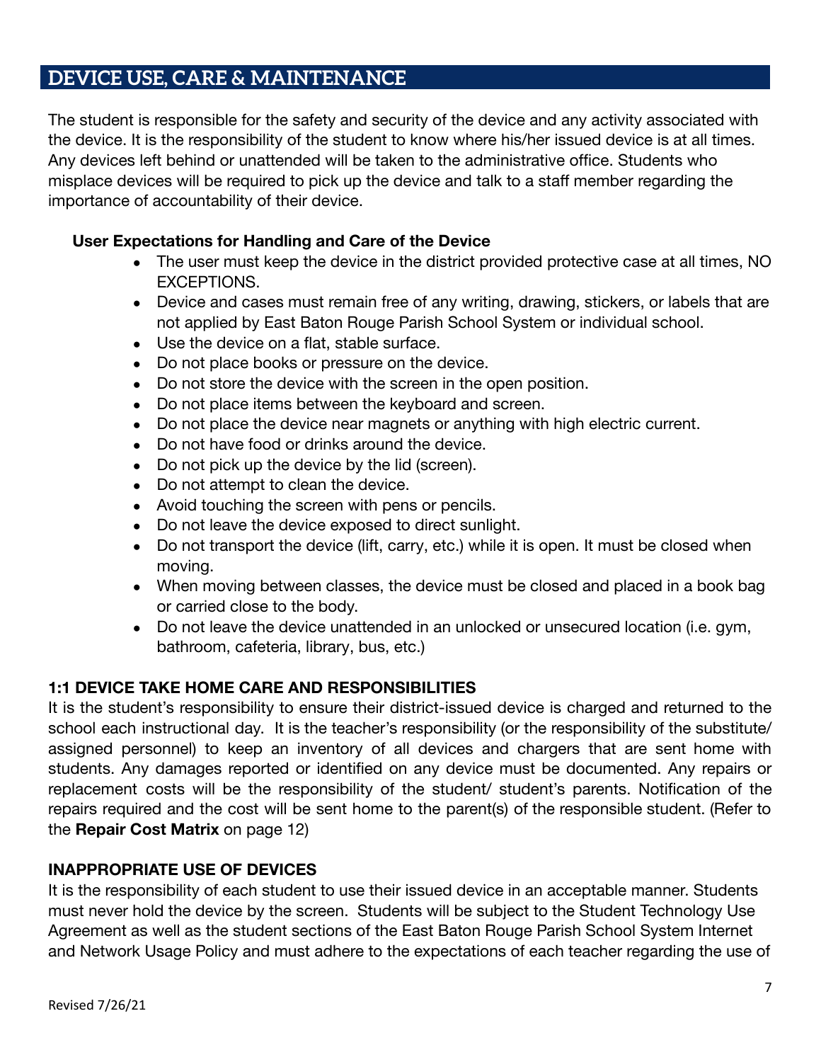## DEVICE USE, CARE & MAINTENANCE

The student is responsible for the safety and security of the device and any activity associated with the device. It is the responsibility of the student to know where his/her issued device is at all times. Any devices left behind or unattended will be taken to the administrative office. Students who misplace devices will be required to pick up the device and talk to a staff member regarding the importance of accountability of their device.

**User Expectations for Handling and Care of the Device**

- The user must keep the device in the district provided protective case at all times, NO EXCEPTIONS.
- Device and cases must remain free of any writing, drawing, stickers, or labels that are not applied by East Baton Rouge Parish School System or individual school.
- Use the device on a flat, stable surface.
- Do not place books or pressure on the device.
- Do not store the device with the screen in the open position.
- Do not place items between the keyboard and screen.
- Do not place the device near magnets or anything with high electric current.
- Do not have food or drinks around the device.
- Do not pick up the device by the lid (screen).
- Do not attempt to clean the device.
- Avoid touching the screen with pens or pencils.
- Do not leave the device exposed to direct sunlight.
- Do not transport the device (lift, carry, etc.) while it is open. It must be closed when moving.
- When moving between classes, the device must be closed and placed in a book bag or carried close to the body.
- Do not leave the device unattended in an unlocked or unsecured location (i.e. gym, bathroom, cafeteria, library, bus, etc.)

**1:1 DEVICE TAKE HOME CARE AND RESPONSIBILITIES**

It is the student's responsibility to ensure their district-issued device is charged and returned to the school each instructional day. It is the teacher's responsibility (or the responsibility of the substitute/ assigned personnel) to keep an inventory of all devices and chargers that are sent home with students. Any damages reported or identified on any device must be documented. Any repairs or replacement costs will be the responsibility of the student/ student's parents. Notification of the repairs required and the cost will be sent home to the parent(s) of the responsible student. (Refer to the **Repair Cost Matrix** on page 12)

**INAPPROPRIATE USE OF DEVICES**

It is the responsibility of each student to use their issued device in an acceptable manner. Students must never hold the device by the screen. Students will be subject to the Student Technology Use Agreement as well as the student sections of the East Baton Rouge Parish School System Internet and Network Usage Policy and must adhere to the expectations of each teacher regarding the use of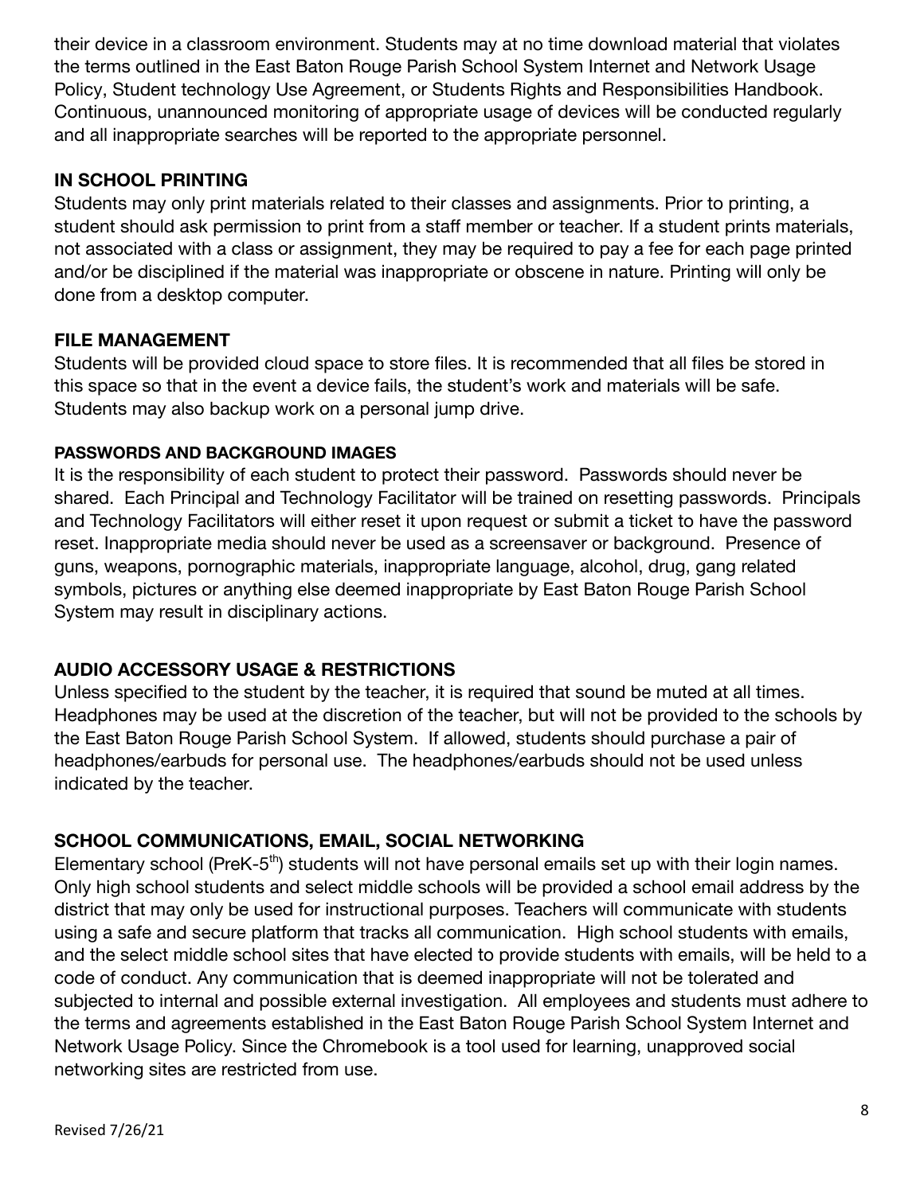their device in a classroom environment. Students may at no time download material that violates the terms outlined in the East Baton Rouge Parish School System Internet and Network Usage Policy, Student technology Use Agreement, or Students Rights and Responsibilities Handbook. Continuous, unannounced monitoring of appropriate usage of devices will be conducted regularly and all inappropriate searches will be reported to the appropriate personnel.

## IN SCHOOL PRINTING

Students may only print materials related to their classes and assignments. Prior to printing, a student should ask permission to print from a staff member or teacher. If a student prints materials, not associated with a class or assignment, they may be required to pay a fee for each page printed and/or be disciplined if the material was inappropriate or obscene in nature. Printing will only be done from a desktop computer.

## FILE MANAGEMENT

Students will be provided cloud space to store files. It is recommended that all files be stored in this space so that in the event a device fails, the student's work and materials will be safe. Students may also backup work on a personal jump drive.

### PASSWORDS AND BACKGROUND IMAGES

It is the responsibility of each student to protect their password. Passwords should never be shared. Each Principal and Technology Facilitator will be trained on resetting passwords. Principals and Technology Facilitators will either reset it upon request or submit a ticket to have the password reset. Inappropriate media should never be used as a screensaver or background. Presence of guns, weapons, pornographic materials, inappropriate language, alcohol, drug, gang related symbols, pictures or anything else deemed inappropriate by East Baton Rouge Parish School System may result in disciplinary actions.

## AUDIO ACCESSORY USAGE & RESTRICTIONS

Unless specified to the student by the teacher, it is required that sound be muted at all times. Headphones may be used at the discretion of the teacher, but will not be provided to the schools by the East Baton Rouge Parish School System. If allowed, students should purchase a pair of headphones/earbuds for personal use. The headphones/earbuds should not be used unless indicated by the teacher.

## SCHOOL COMMUNICATIONS, EMAIL, SOCIAL NETWORKING

Elementary school (PreK-5th) students will not have personal emails set up with their login names. Only high school students and select middle schools will be provided a school email address by the district that may only be used for instructional purposes. Teachers will communicate with students using a safe and secure platform that tracks all communication. High school students with emails, and the select middle school sites that have elected to provide students with emails, will be held to a code of conduct. Any communication that is deemed inappropriate will not be tolerated and subjected to internal and possible external investigation. All employees and students must adhere to the terms and agreements established in the East Baton Rouge Parish School System Internet and Network Usage Policy. Since the Chromebook is a tool used for learning, unapproved social networking sites are restricted from use.

Revised 7/26/21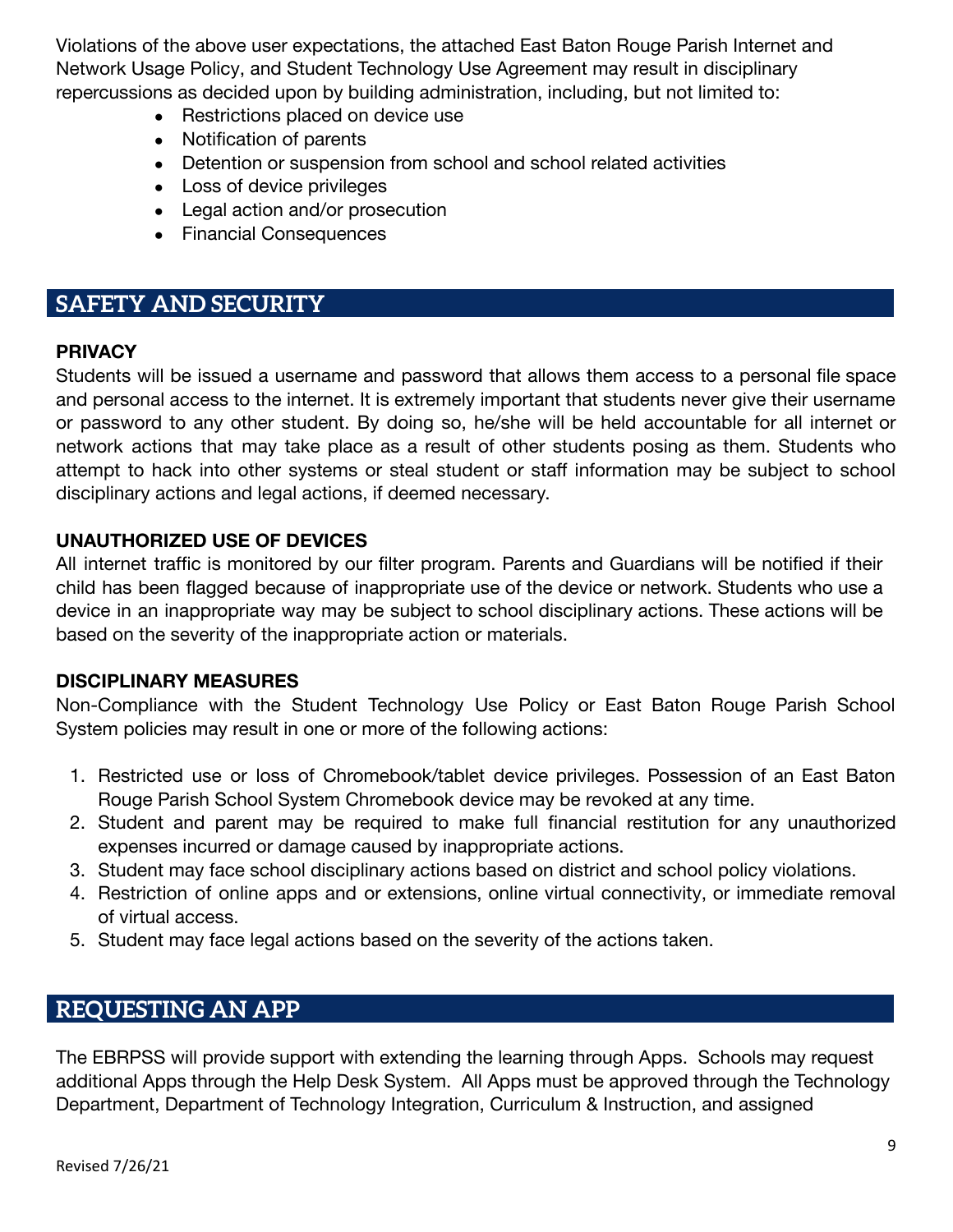Violations of the above user expectations, the attached East Baton Rouge Parish Internet and Network Usage Policy, and Student Technology Use Agreement may result in disciplinary repercussions as decided upon by building administration, including, but not limited to:

- Restrictions placed on device use
- Notification of parents
- Detention or suspension from school and school related activities
- Loss of device privileges
- Legal action and/or prosecution
- Financial Consequences

## SAFETY AND SECURITY

### PRIVACY

Students will be issued a username and password that allows them access to a personal file space and personal access to the internet. It is extremely important that students never give their username or password to any other student. By doing so, he/she will be held accountable for all internet or network actions that may take place as a result of other students posing as them. Students who attempt to hack into other systems or steal student or staff information may be subject to school disciplinary actions and legal actions, if deemed necessary.

### UNAUTHORIZED USE OF DEVICES

All internet traffic is monitored by our filter program. Parents and Guardians will be notified if their child has been flagged because of inappropriate use of the device or network. Students who use a device in an inappropriate way may be subject to school disciplinary actions. These actions will be based on the severity of the inappropriate action or materials.

### DISCIPLINARY MEASURES

Non-Compliance with the Student Technology Use Policy or East Baton Rouge Parish School System policies may result in one or more of the following actions:

1. Restricted use or loss of Chromebook/tablet device privileges. Possession of an East Baton Rouge Parish School System Chromebook device may be revoked at any time.
2. Student and parent may be required to make full financial restitution for any unauthorized expenses incurred or damage caused by inappropriate actions.
3. Student may face school disciplinary actions based on district and school policy violations.
4. Restriction of online apps and or extensions, online virtual connectivity, or immediate removal of virtual access.
5. Student may face legal actions based on the severity of the actions taken.

## REQUESTING AN APP

The EBRPSS will provide support with extending the learning through Apps. Schools may request additional Apps through the Help Desk System. All Apps must be approved through the Technology Department, Department of Technology Integration, Curriculum & Instruction, and assigned

Revised 7/26/21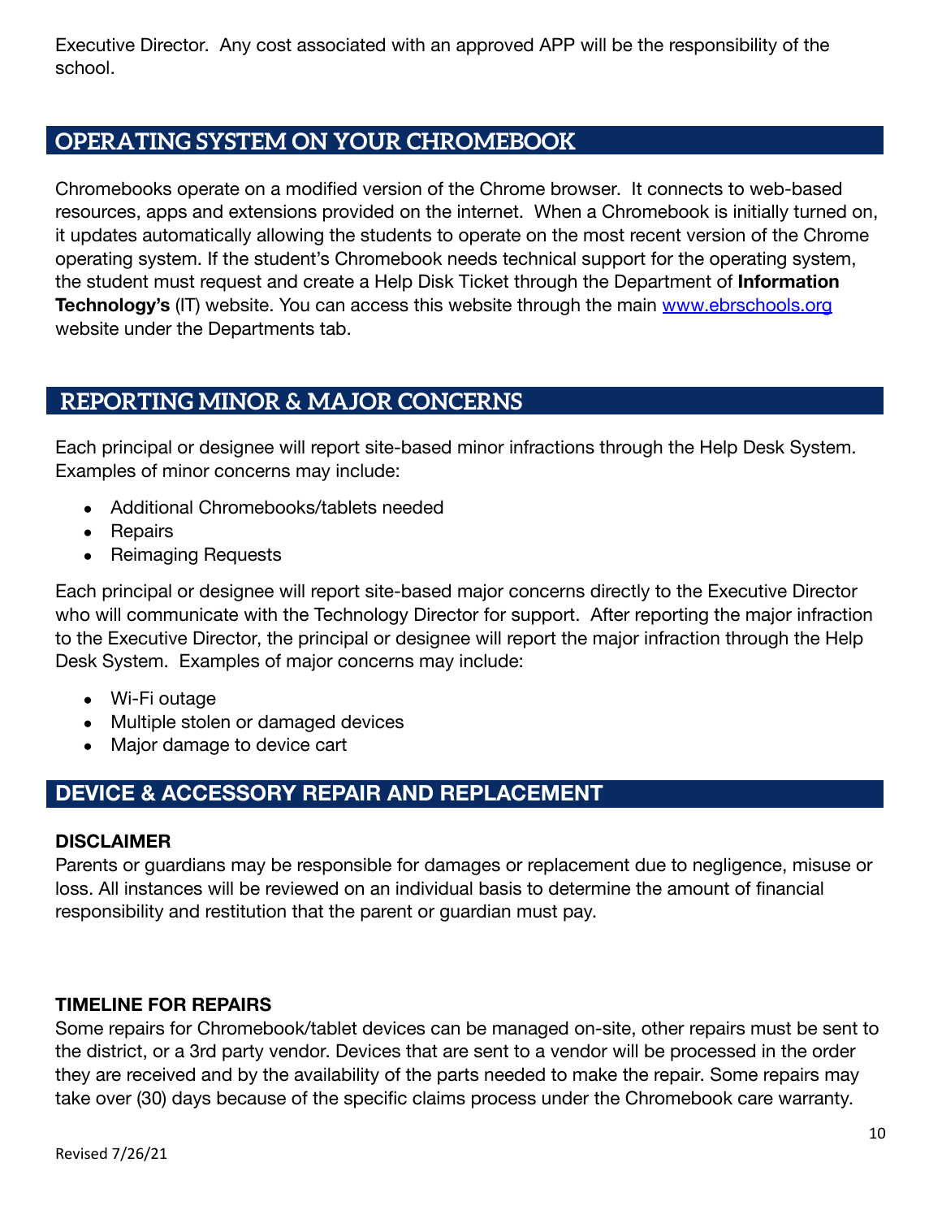Executive Director. Any cost associated with an approved APP will be the responsibility of the school.

## OPERATING SYSTEM ON YOUR CHROMEBOOK

Chromebooks operate on a modified version of the Chrome browser. It connects to web-based resources, apps and extensions provided on the internet. When a Chromebook is initially turned on, it updates automatically allowing the students to operate on the most recent version of the Chrome operating system. If the student's Chromebook needs technical support for the operating system, the student must request and create a Help Disk Ticket through the Department of **Information Technology's** (IT) website. You can access this website through the main [www.ebrschools.org](http://www.ebrschools.org) website under the Departments tab.

## REPORTING MINOR & MAJOR CONCERNS

Each principal or designee will report site-based minor infractions through the Help Desk System. Examples of minor concerns may include:

- Additional Chromebooks/tablets needed
- Repairs
- Reimaging Requests

Each principal or designee will report site-based major concerns directly to the Executive Director who will communicate with the Technology Director for support. After reporting the major infraction to the Executive Director, the principal or designee will report the major infraction through the Help Desk System. Examples of major concerns may include:

- Wi-Fi outage
- Multiple stolen or damaged devices
- Major damage to device cart

## DEVICE & ACCESSORY REPAIR AND REPLACEMENT

### DISCLAIMER

Parents or guardians may be responsible for damages or replacement due to negligence, misuse or loss. All instances will be reviewed on an individual basis to determine the amount of financial responsibility and restitution that the parent or guardian must pay.

### TIMELINE FOR REPAIRS

Some repairs for Chromebook/tablet devices can be managed on-site, other repairs must be sent to the district, or a 3rd party vendor. Devices that are sent to a vendor will be processed in the order they are received and by the availability of the parts needed to make the repair. Some repairs may take over (30) days because of the specific claims process under the Chromebook care warranty.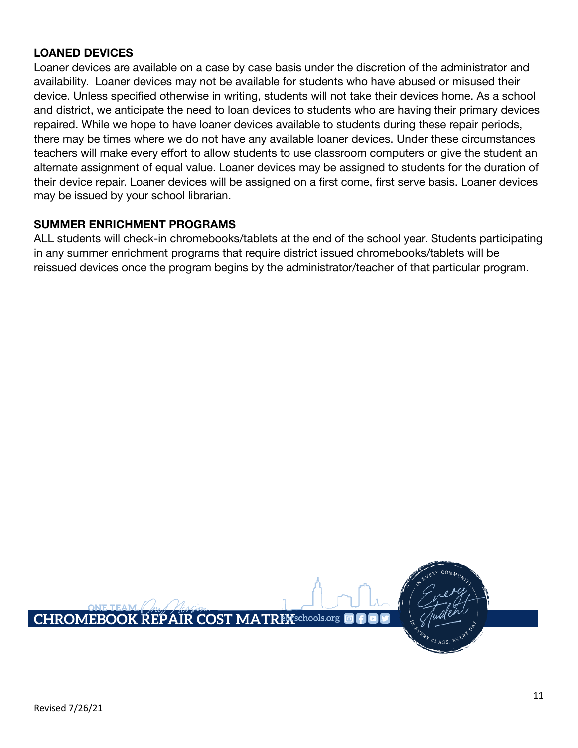### LOANED DEVICES

Loaner devices are available on a case by case basis under the discretion of the administrator and availability. Loaner devices may not be available for students who have abused or misused their device. Unless specified otherwise in writing, students will not take their devices home. As a school and district, we anticipate the need to loan devices to students who are having their primary devices repaired. While we hope to have loaner devices available to students during these repair periods, there may be times where we do not have any available loaner devices. Under these circumstances teachers will make every effort to allow students to use classroom computers or give the student an alternate assignment of equal value. Loaner devices may be assigned to students for the duration of their device repair. Loaner devices will be assigned on a first come, first serve basis. Loaner devices may be issued by your school librarian.

### SUMMER ENRICHMENT PROGRAMS

ALL students will check-in chromebooks/tablets at the end of the school year. Students participating in any summer enrichment programs that require district issued chromebooks/tablets will be reissued devices once the program begins by the administrator/teacher of that particular program.

## CHROMEBOOK REPAIR COST MATRIX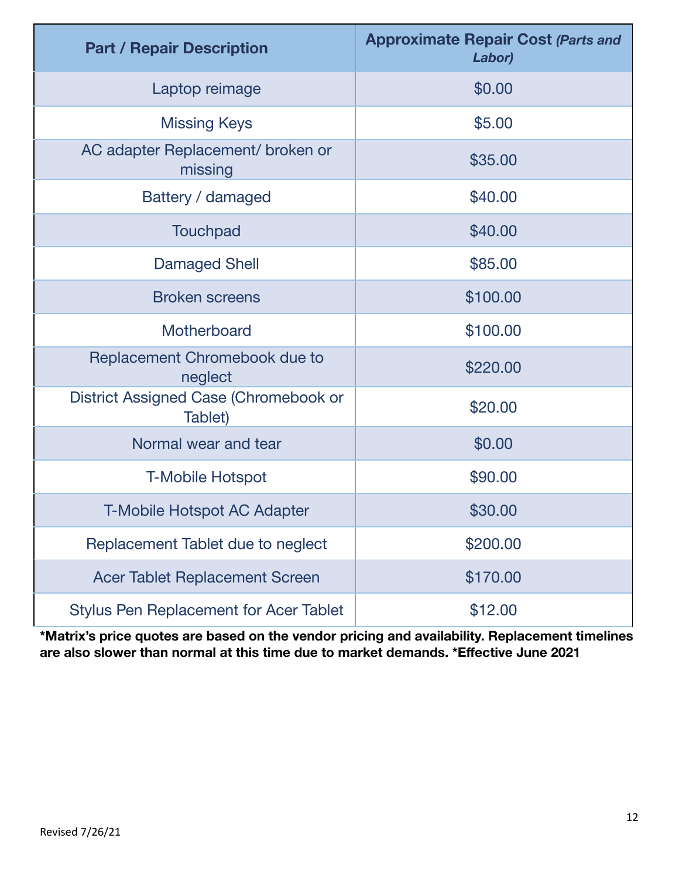| Part / Repair Description | **Approximate Repair Cost** *(Parts and Labor)* |
|---|---|
| Laptop reimage | $0.00 |
| Missing Keys | $5.00 |
| AC adapter Replacement/ broken or missing | $35.00 |
| Battery / damaged | $40.00 |
| Touchpad | $40.00 |
| Damaged Shell | $85.00 |
| Broken screens | $100.00 |
| Motherboard | $100.00 |
| Replacement Chromebook due to neglect | $220.00 |
| District Assigned Case (Chromebook or Tablet) | $20.00 |
| Normal wear and tear | $0.00 |
| T-Mobile Hotspot | $90.00 |
| T-Mobile Hotspot AC Adapter | $30.00 |
| Replacement Tablet due to neglect | $200.00 |
| Acer Tablet Replacement Screen | $170.00 |
| Stylus Pen Replacement for Acer Tablet | $12.00 |

**\*Matrix's price quotes are based on the vendor pricing and availability. Replacement timelines are also slower than normal at this time due to market demands. \*Effective June 2021**

Revised 7/26/21